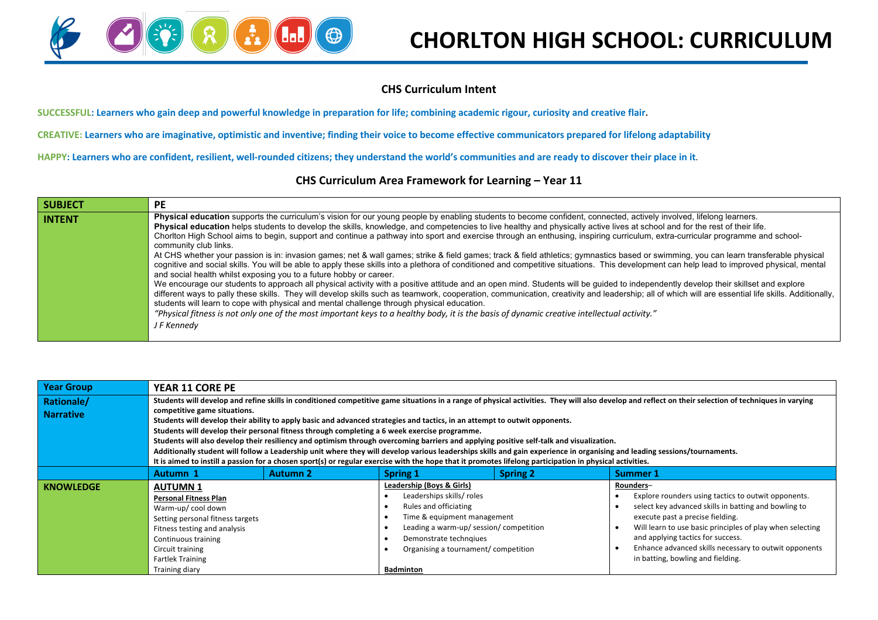# CHORLTON HIGH SCHOOL: CURRICULUM

## CHS Curriculum Intent

**SUCCESSFUL: Learners who gain deep and powerful knowledge in preparation for life; combining academic rigour, curiosity and creative flair.**

**CREATIVE: Learners who are imaginative, optimistic and inventive; finding their voice to become effective communicators prepared for lifelong adaptability**

**HAPPY: Learners who are confident, resilient, well-rounded citizens; they understand the world's communities and are ready to discover their place in it.**

## CHS Curriculum Area Framework for Learning – Year 11

| **SUBJECT** | **PE** |
|---|---|
| **INTENT** | **Physical education** supports the curriculum's vision for our young people by enabling students to become confident, connected, actively involved, lifelong learners.<br>**Physical education** helps students to develop the skills, knowledge, and competencies to live healthy and physically active lives at school and for the rest of their life.<br>Chorlton High School aims to begin, support and continue a pathway into sport and exercise through an enthusing, inspiring curriculum, extra-curricular programme and school-community club links.<br>At CHS whether your passion is in: invasion games; net & wall games; strike & field games; track & field athletics; gymnastics based or swimming, you can learn transferable physical cognitive and social skills. You will be able to apply these skills into a plethora of conditioned and competitive situations. This development can help lead to improved physical, mental and social health whilst exposing you to a future hobby or career.<br>We encourage our students to approach all physical activity with a positive attitude and an open mind. Students will be guided to independently develop their skillset and explore different ways to pally these skills. They will develop skills such as teamwork, cooperation, communication, creativity and leadership; all of which will are essential life skills. Additionally, students will learn to cope with physical and mental challenge through physical education.<br>*"Physical fitness is not only one of the most important keys to a healthy body, it is the basis of dynamic creative intellectual activity."*<br>*J F Kennedy* |

| **Year Group** | **YEAR 11 CORE PE** | | | | |
|---|---|---|---|---|---|
| **Rationale/ Narrative** | **Students will develop and refine skills in conditioned competitive game situations in a range of physical activities. They will also develop and reflect on their selection of techniques in varying competitive game situations.<br>Students will develop their ability to apply basic and advanced strategies and tactics, in an attempt to outwit opponents.<br>Students will develop their personal fitness through completing a 6 week exercise programme.<br>Students will also develop their resiliency and optimism through overcoming barriers and applying positive self-talk and visualization.<br>Additionally student will follow a Leadership unit where they will develop various leaderships skills and gain experience in organising and leading sessions/tournaments.<br>It is aimed to instill a passion for a chosen sport(s) or regular exercise with the hope that it promotes lifelong participation in physical activities.** | | | | |
| | **Autumn 1** | **Autumn 2** | **Spring 1** | **Spring 2** | **Summer 1** |
| **KNOWLEDGE** | **AUTUMN 1**<br>**Personal Fitness Plan**<br>Warm-up/ cool down<br>Setting personal fitness targets<br>Fitness testing and analysis<br>Continuous training<br>Circuit training<br>Fartlek Training<br>Training diary | | **Leadership (Boys & Girls)**<br>• Leaderships skills/ roles<br>• Rules and officiating<br>• Time & equipment management<br>• Leading a warm-up/ session/ competition<br>• Demonstrate technqiues<br>• Organising a tournament/ competition<br><br>**Badminton** | | **Rounders**–<br>• Explore rounders using tactics to outwit opponents.<br>• select key advanced skills in batting and bowling to execute past a precise fielding.<br>• Will learn to use basic principles of play when selecting and applying tactics for success.<br>• Enhance advanced skills necessary to outwit opponents in batting, bowling and fielding. |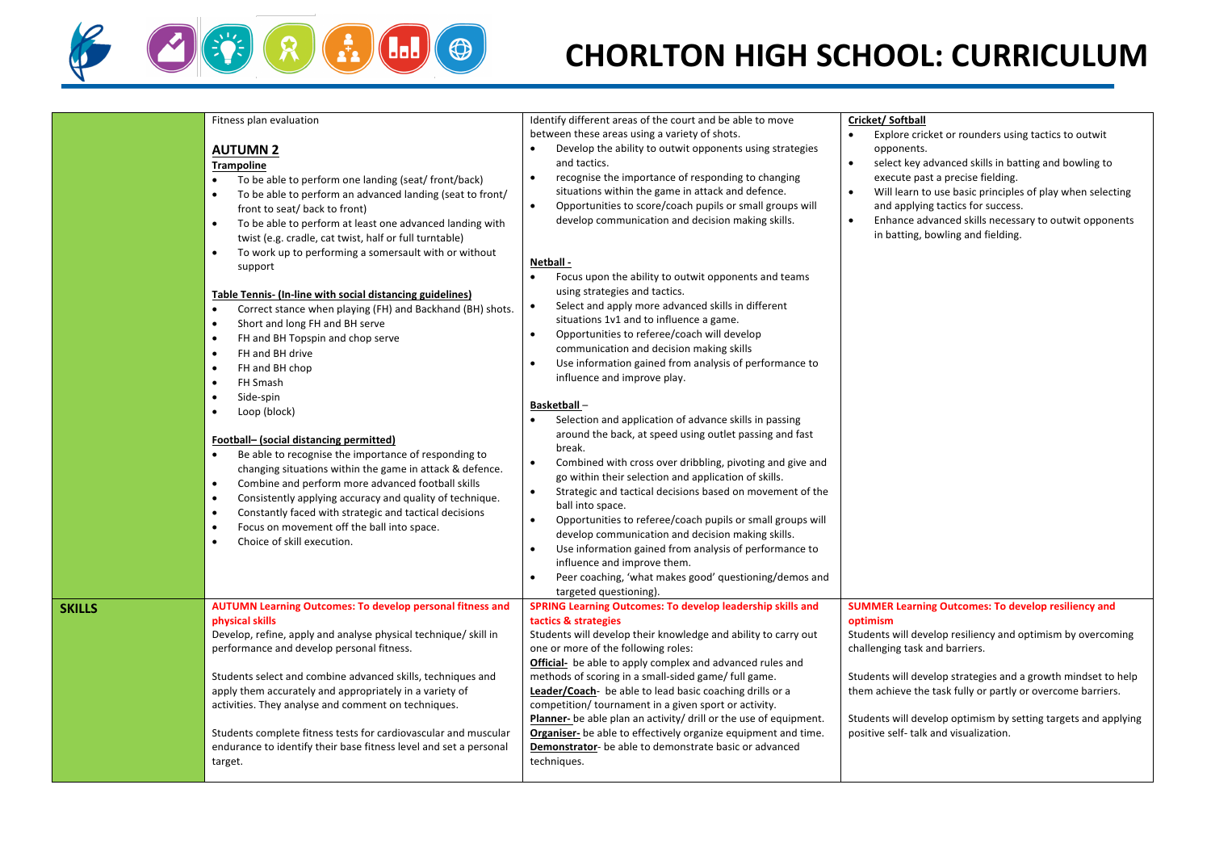# CHORLTON HIGH SCHOOL: CURRICULUM

| | | | |
|---|---|---|---|
| | Fitness plan evaluation<br><br>**AUTUMN 2**<br>**Trampoline**<br>• To be able to perform one landing (seat/ front/back)<br>• To be able to perform an advanced landing (seat to front/ front to seat/ back to front)<br>• To be able to perform at least one advanced landing with twist (e.g. cradle, cat twist, half or full turntable)<br>• To work up to performing a somersault with or without support<br><br>**Table Tennis- (In-line with social distancing guidelines)**<br>• Correct stance when playing (FH) and Backhand (BH) shots.<br>• Short and long FH and BH serve<br>• FH and BH Topspin and chop serve<br>• FH and BH drive<br>• FH and BH chop<br>• FH Smash<br>• Side-spin<br>• Loop (block)<br><br>**Football– (social distancing permitted)**<br>• Be able to recognise the importance of responding to changing situations within the game in attack & defence.<br>• Combine and perform more advanced football skills<br>• Consistently applying accuracy and quality of technique.<br>• Constantly faced with strategic and tactical decisions<br>• Focus on movement off the ball into space.<br>• Choice of skill execution. | Identify different areas of the court and be able to move between these areas using a variety of shots.<br>• Develop the ability to outwit opponents using strategies and tactics.<br>• recognise the importance of responding to changing situations within the game in attack and defence.<br>• Opportunities to score/coach pupils or small groups will develop communication and decision making skills.<br><br>**Netball -**<br>• Focus upon the ability to outwit opponents and teams using strategies and tactics.<br>• Select and apply more advanced skills in different situations 1v1 and to influence a game.<br>• Opportunities to referee/coach will develop communication and decision making skills<br>• Use information gained from analysis of performance to influence and improve play.<br><br>**Basketball** –<br>• Selection and application of advance skills in passing around the back, at speed using outlet passing and fast break.<br>• Combined with cross over dribbling, pivoting and give and go within their selection and application of skills.<br>• Strategic and tactical decisions based on movement of the ball into space.<br>• Opportunities to referee/coach pupils or small groups will develop communication and decision making skills.<br>• Use information gained from analysis of performance to influence and improve them.<br>• Peer coaching, 'what makes good' questioning/demos and targeted questioning). | **Cricket/ Softball**<br>• Explore cricket or rounders using tactics to outwit opponents.<br>• select key advanced skills in batting and bowling to execute past a precise fielding.<br>• Will learn to use basic principles of play when selecting and applying tactics for success.<br>• Enhance advanced skills necessary to outwit opponents in batting, bowling and fielding. |
| **SKILLS** | **AUTUMN Learning Outcomes: To develop personal fitness and physical skills**<br>Develop, refine, apply and analyse physical technique/ skill in performance and develop personal fitness.<br><br>Students select and combine advanced skills, techniques and apply them accurately and appropriately in a variety of activities. They analyse and comment on techniques.<br><br>Students complete fitness tests for cardiovascular and muscular endurance to identify their base fitness level and set a personal target. | **SPRING Learning Outcomes: To develop leadership skills and tactics & strategies**<br>Students will develop their knowledge and ability to carry out one or more of the following roles:<br>**Official**- be able to apply complex and advanced rules and methods of scoring in a small-sided game/ full game.<br>**Leader/Coach**- be able to lead basic coaching drills or a competition/ tournament in a given sport or activity.<br>**Planner**- be able plan an activity/ drill or the use of equipment.<br>**Organiser**- be able to effectively organize equipment and time.<br>**Demonstrator**- be able to demonstrate basic or advanced techniques. | **SUMMER Learning Outcomes: To develop resiliency and optimism**<br>Students will develop resiliency and optimism by overcoming challenging task and barriers.<br><br>Students will develop strategies and a growth mindset to help them achieve the task fully or partly or overcome barriers.<br><br>Students will develop optimism by setting targets and applying positive self- talk and visualization. |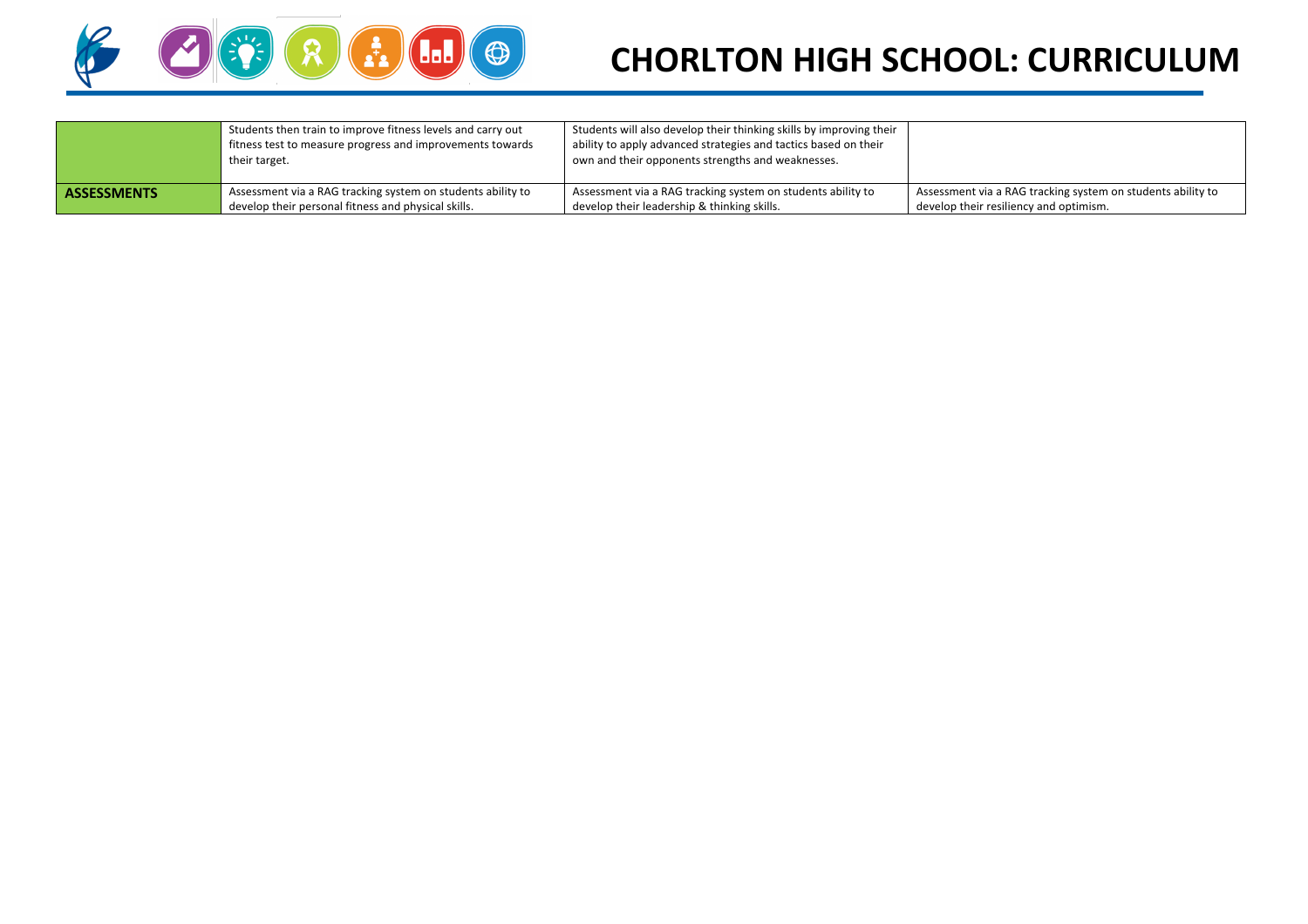# CHORLTON HIGH SCHOOL: CURRICULUM

| | | | |
|---|---|---|---|
| | Students then train to improve fitness levels and carry out fitness test to measure progress and improvements towards their target. | Students will also develop their thinking skills by improving their ability to apply advanced strategies and tactics based on their own and their opponents strengths and weaknesses. | |
| **ASSESSMENTS** | Assessment via a RAG tracking system on students ability to develop their personal fitness and physical skills. | Assessment via a RAG tracking system on students ability to develop their leadership & thinking skills. | Assessment via a RAG tracking system on students ability to develop their resiliency and optimism. |